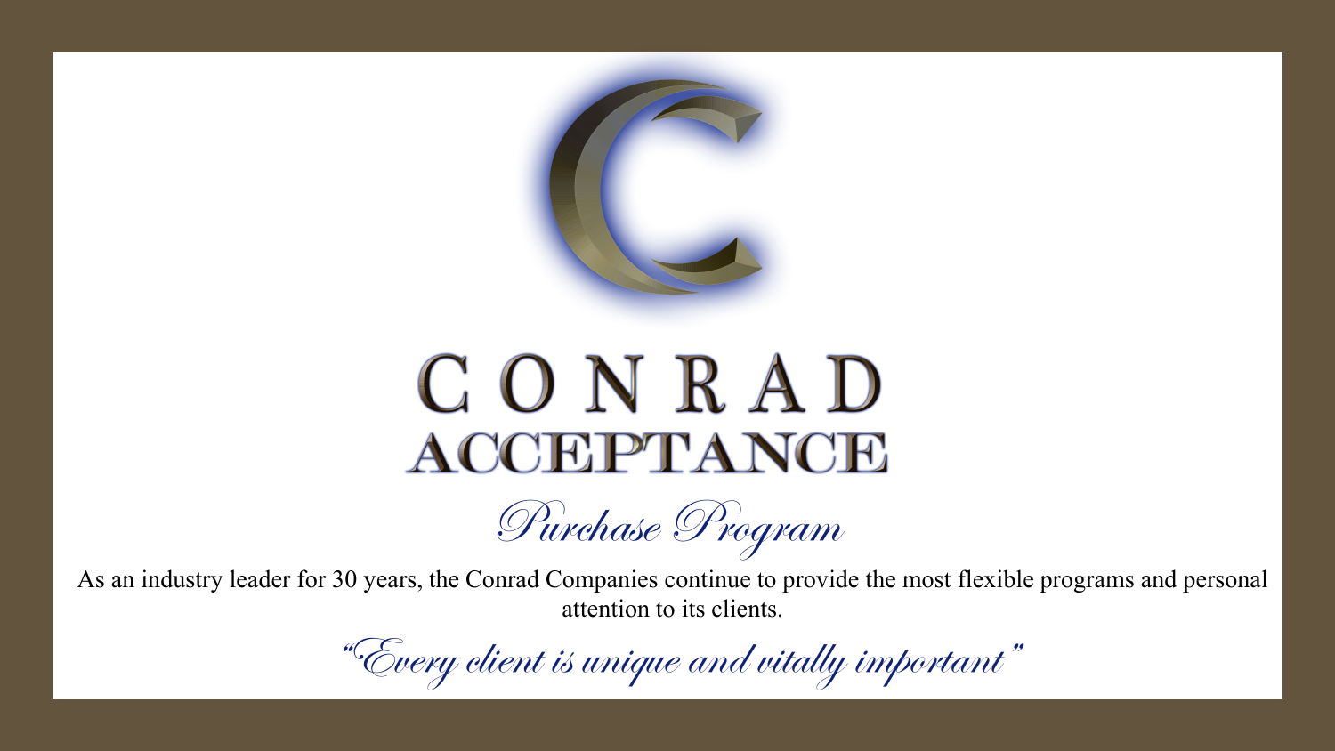# CONRAD ACCEPTANCE

## *Purchase Program*

As an industry leader for 30 years, the Conrad Companies continue to provide the most flexible programs and personal attention to its clients.

*"Every client is unique and vitally important"*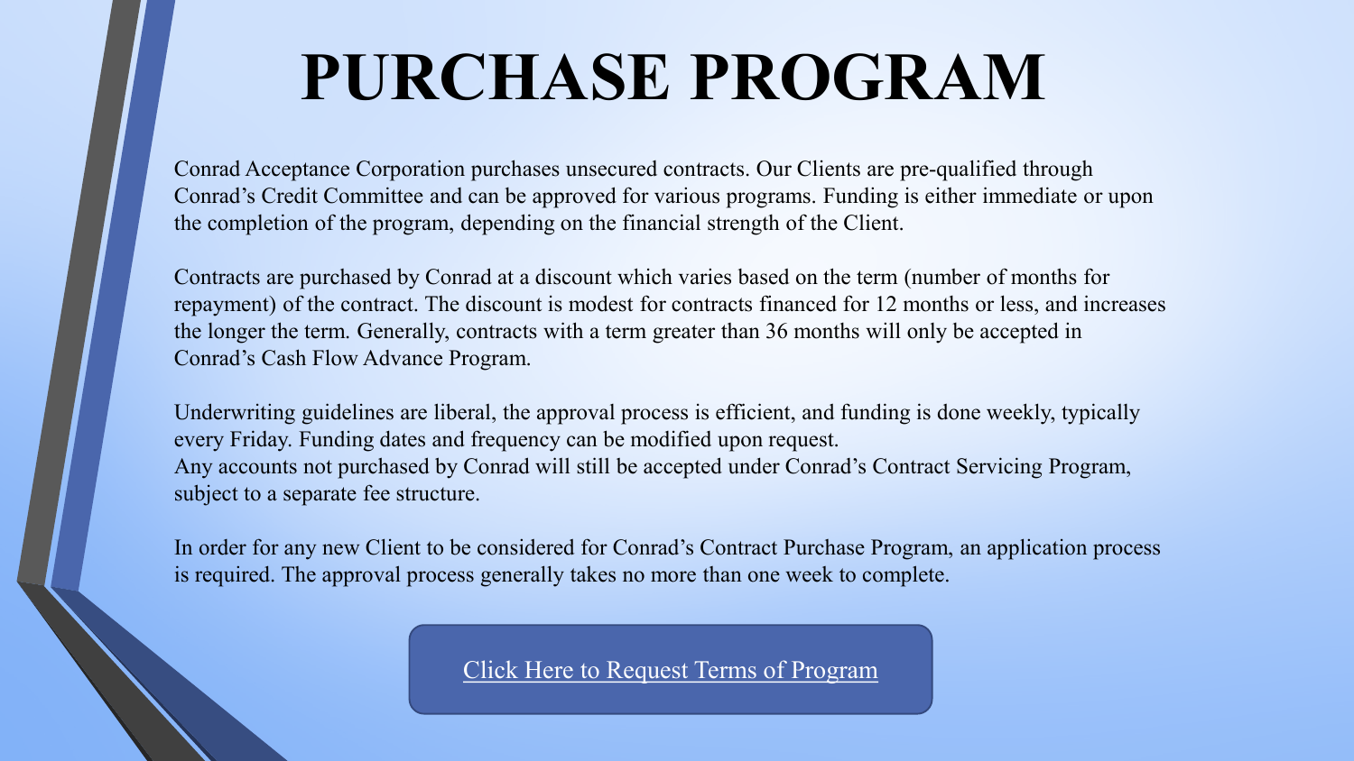# PURCHASE PROGRAM

Conrad Acceptance Corporation purchases unsecured contracts. Our Clients are pre-qualified through Conrad's Credit Committee and can be approved for various programs. Funding is either immediate or upon the completion of the program, depending on the financial strength of the Client.

Contracts are purchased by Conrad at a discount which varies based on the term (number of months for repayment) of the contract. The discount is modest for contracts financed for 12 months or less, and increases the longer the term. Generally, contracts with a term greater than 36 months will only be accepted in Conrad's Cash Flow Advance Program.

Underwriting guidelines are liberal, the approval process is efficient, and funding is done weekly, typically every Friday. Funding dates and frequency can be modified upon request.
Any accounts not purchased by Conrad will still be accepted under Conrad's Contract Servicing Program, subject to a separate fee structure.

In order for any new Client to be considered for Conrad's Contract Purchase Program, an application process is required. The approval process generally takes no more than one week to complete.

Click Here to Request Terms of Program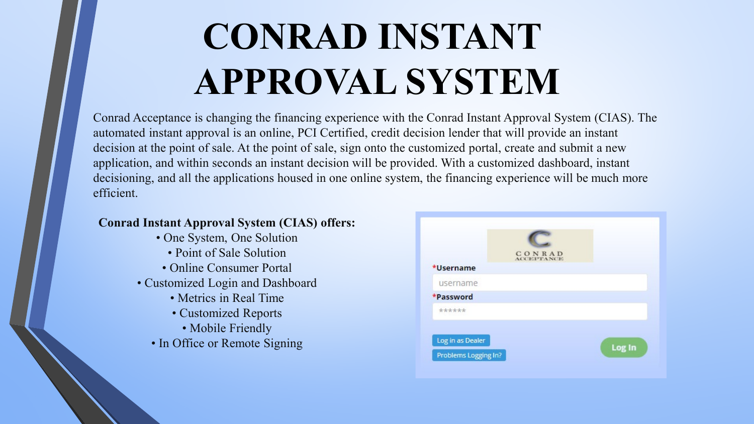# CONRAD INSTANT APPROVAL SYSTEM

Conrad Acceptance is changing the financing experience with the Conrad Instant Approval System (CIAS). The automated instant approval is an online, PCI Certified, credit decision lender that will provide an instant decision at the point of sale. At the point of sale, sign onto the customized portal, create and submit a new application, and within seconds an instant decision will be provided. With a customized dashboard, instant decisioning, and all the applications housed in one online system, the financing experience will be much more efficient.

**Conrad Instant Approval System (CIAS) offers:**

- One System, One Solution
- Point of Sale Solution
- Online Consumer Portal
- Customized Login and Dashboard
- Metrics in Real Time
- Customized Reports
- Mobile Friendly
- In Office or Remote Signing

CONRAD ACCEPTANCE

*Username

username

*Password

******

Log in as Dealer

Problems Logging In?

Log In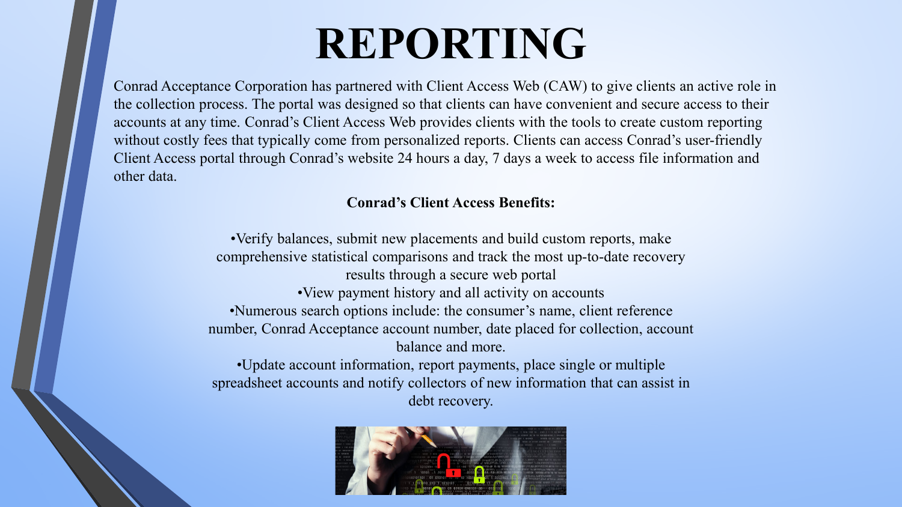# REPORTING

Conrad Acceptance Corporation has partnered with Client Access Web (CAW) to give clients an active role in the collection process. The portal was designed so that clients can have convenient and secure access to their accounts at any time. Conrad's Client Access Web provides clients with the tools to create custom reporting without costly fees that typically come from personalized reports. Clients can access Conrad's user-friendly Client Access portal through Conrad's website 24 hours a day, 7 days a week to access file information and other data.

**Conrad's Client Access Benefits:**

- Verify balances, submit new placements and build custom reports, make comprehensive statistical comparisons and track the most up-to-date recovery results through a secure web portal
- View payment history and all activity on accounts
- Numerous search options include: the consumer's name, client reference number, Conrad Acceptance account number, date placed for collection, account balance and more.
- Update account information, report payments, place single or multiple spreadsheet accounts and notify collectors of new information that can assist in debt recovery.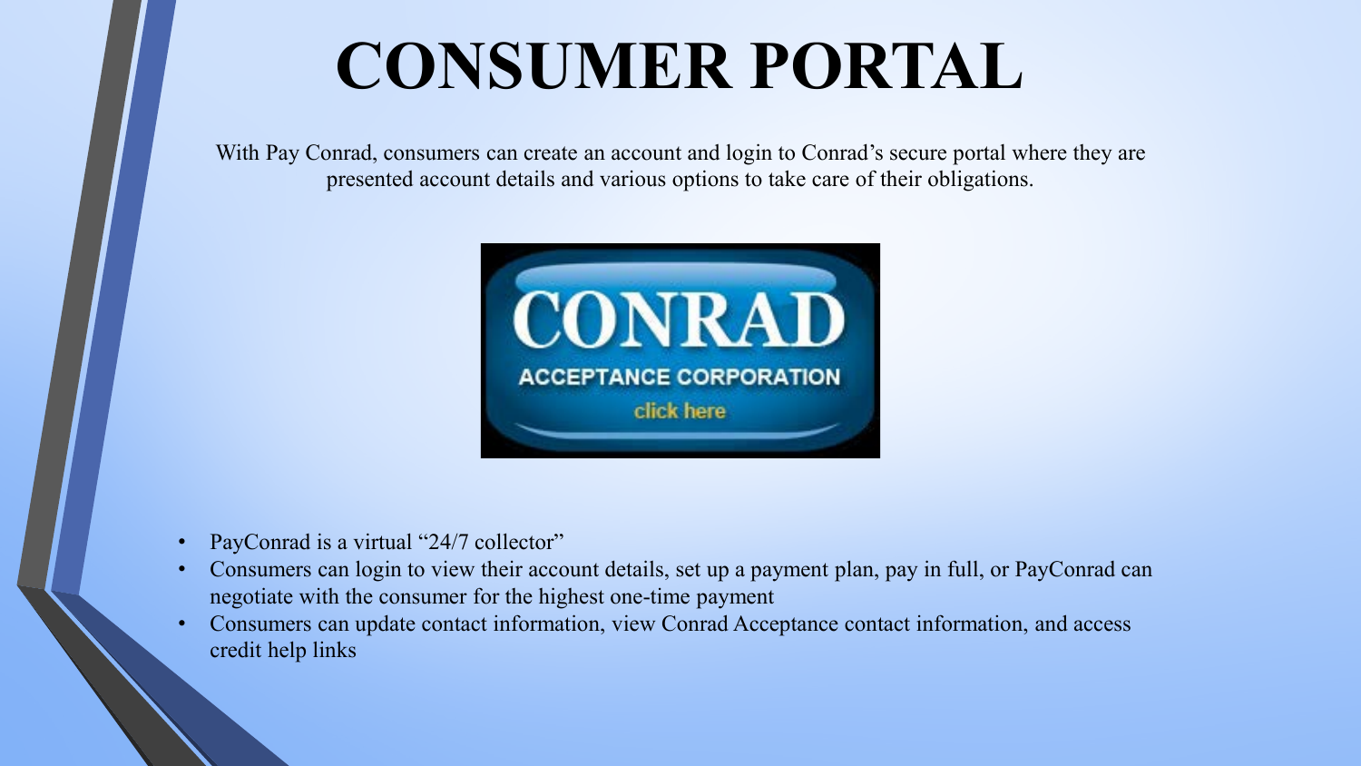# CONSUMER PORTAL

With Pay Conrad, consumers can create an account and login to Conrad's secure portal where they are presented account details and various options to take care of their obligations.

CONRAD

ACCEPTANCE CORPORATION

click here

- PayConrad is a virtual "24/7 collector"
- Consumers can login to view their account details, set up a payment plan, pay in full, or PayConrad can negotiate with the consumer for the highest one-time payment
- Consumers can update contact information, view Conrad Acceptance contact information, and access credit help links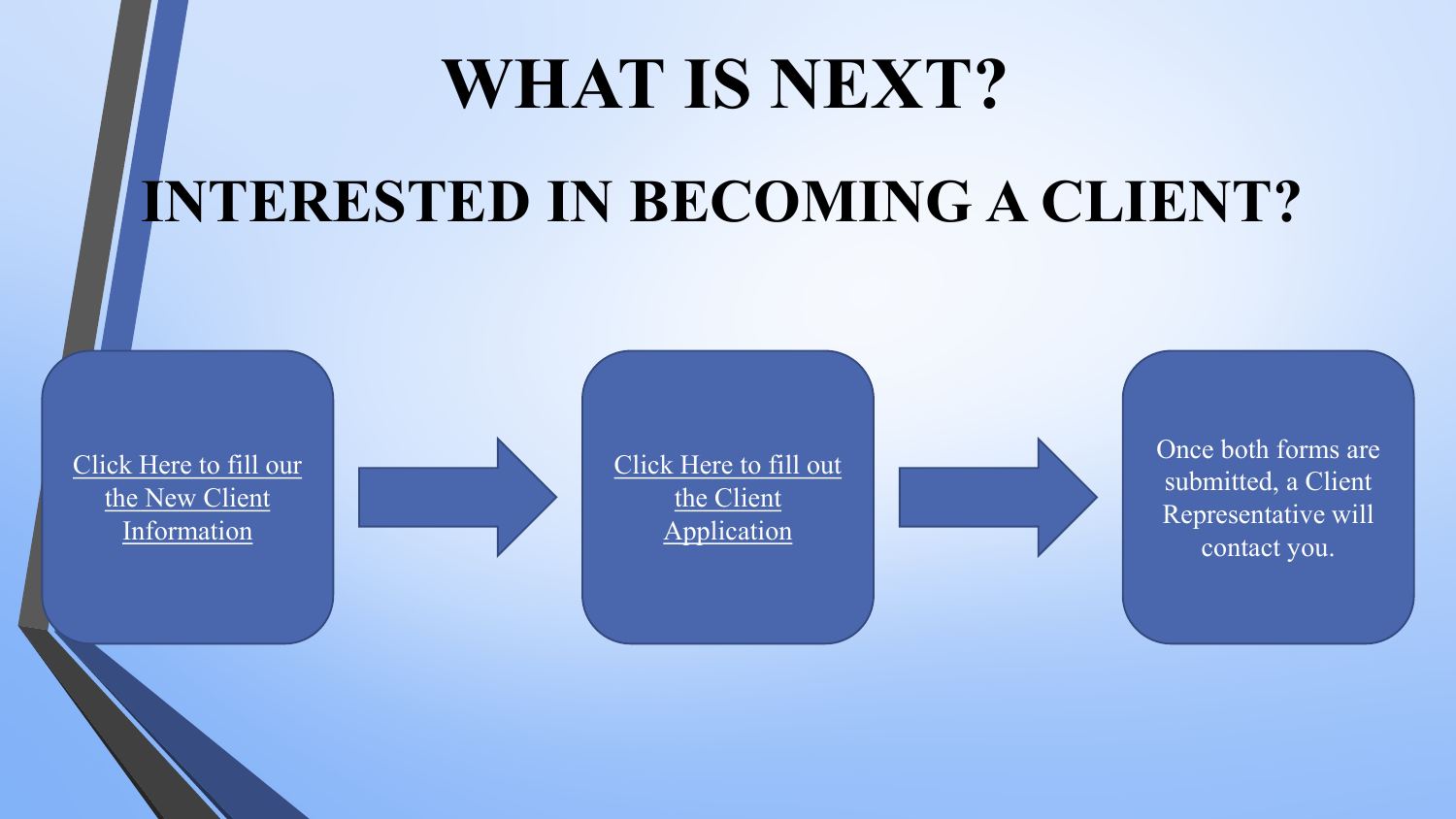# WHAT IS NEXT?

## INTERESTED IN BECOMING A CLIENT?

Click Here to fill our the New Client Information

→

Click Here to fill out the Client Application

→

Once both forms are submitted, a Client Representative will contact you.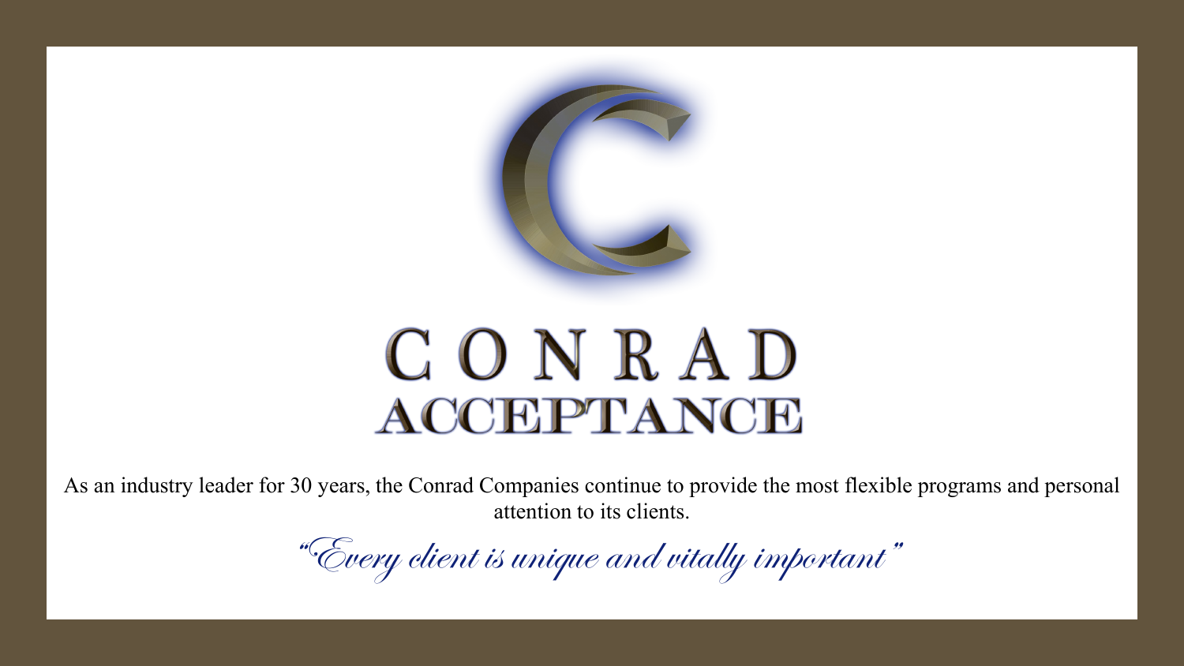# C O N R A D
# ACCEPTANCE

As an industry leader for 30 years, the Conrad Companies continue to provide the most flexible programs and personal attention to its clients.

*"Every client is unique and vitally important"*